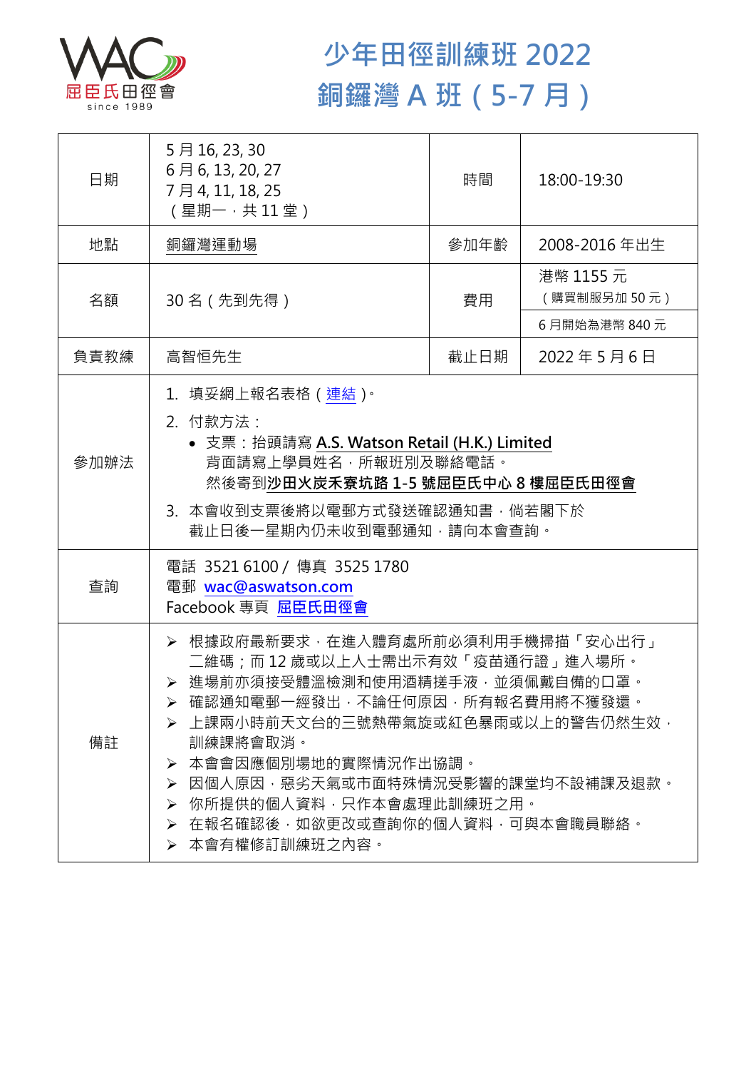屈臣氏田徑會
since 1989

# 少年田徑訓練班 2022
# 銅鑼灣 A 班（5-7 月）

| 日期 | 5 月 16, 23, 30<br>6 月 6, 13, 20, 27<br>7 月 4, 11, 18, 25<br>（星期一，共 11 堂） | 時間 | 18:00-19:30 |
|---|---|---|---|
| 地點 | 銅鑼灣運動場 | 參加年齡 | 2008-2016 年出生 |
| 名額 | 30 名（先到先得） | 費用 | 港幣 1155 元<br>（購買制服另加 50 元）<br>6 月開始為港幣 840 元 |
| 負責教練 | 高智恒先生 | 截止日期 | 2022 年 5 月 6 日 |
| 參加辦法 | 1. 填妥網上報名表格（連結）。<br>2. 付款方法：<br>• 支票：抬頭請寫 **A.S. Watson Retail (H.K.) Limited**<br>背面請寫上學員姓名，所報班別及聯絡電話。<br>然後寄到**沙田火炭禾寮坑路 1-5 號屈臣氏中心 8 樓屈臣氏田徑會**<br>3. 本會收到支票後將以電郵方式發送確認通知書，倘若閣下於截止日後一星期內仍未收到電郵通知，請向本會查詢。 | | |
| 查詢 | 電話 3521 6100 / 傳真 3525 1780<br>電郵 wac@aswatson.com<br>Facebook 專頁 屈臣氏田徑會 | | |
| 備註 | ➢ 根據政府最新要求，在進入體育處所前必須利用手機掃描「安心出行」二維碼；而 12 歲或以上人士需出示有效「疫苗通行證」進入場所。<br>➢ 進場前亦須接受體溫檢測和使用酒精搓手液，並須佩戴自備的口罩。<br>➢ 確認通知電郵一經發出，不論任何原因，所有報名費用將不獲發還。<br>➢ 上課兩小時前天文台的三號熱帶氣旋或紅色暴雨或以上的警告仍然生效，訓練課將會取消。<br>➢ 本會會因應個別場地的實際情況作出協調。<br>➢ 因個人原因，惡劣天氣或市面特殊情況受影響的課堂均不設補課及退款。<br>➢ 你所提供的個人資料，只作本會處理此訓練班之用。<br>➢ 在報名確認後，如欲更改或查詢你的個人資料，可與本會職員聯絡。<br>➢ 本會有權修訂訓練班之內容。 | | |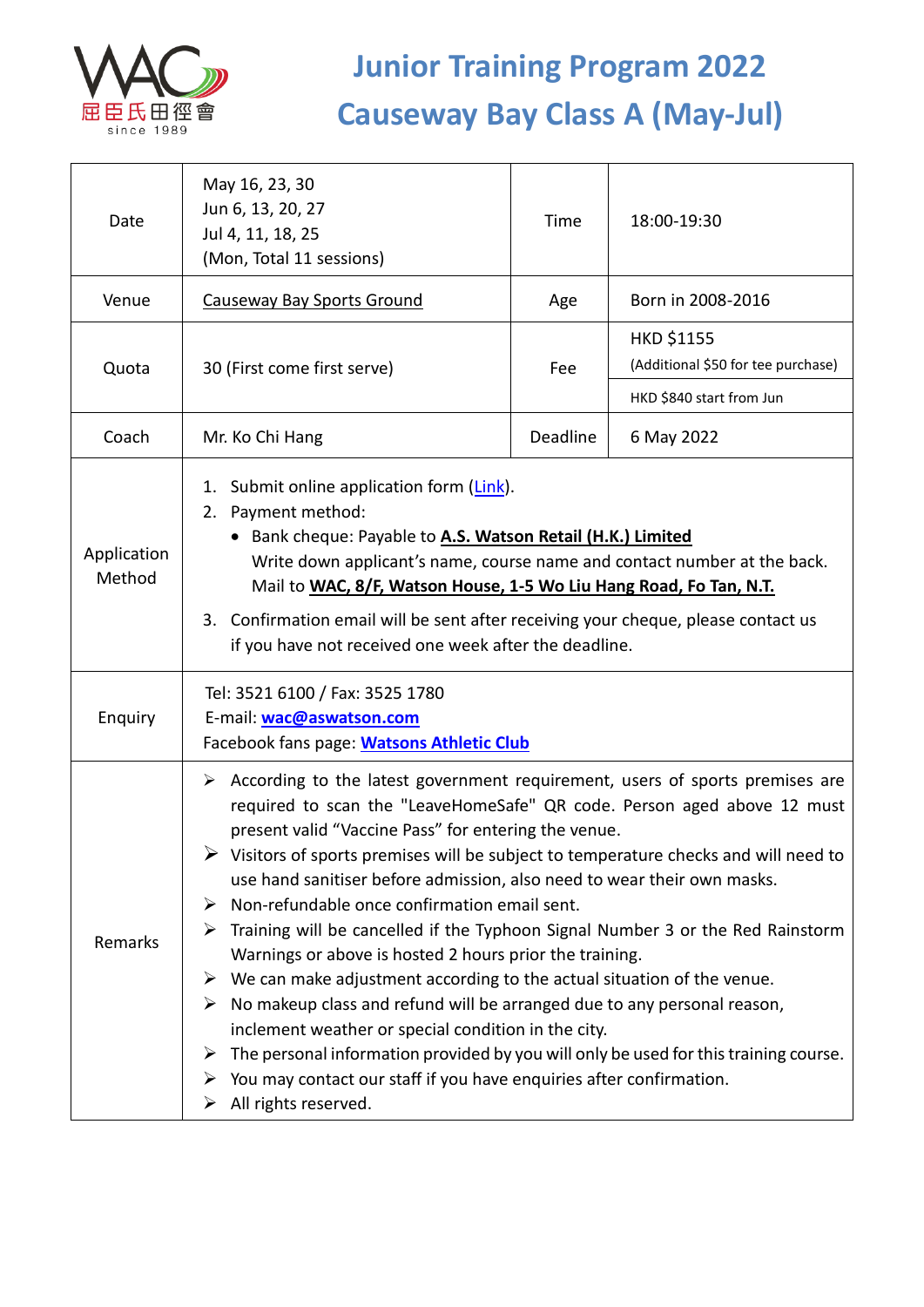# Junior Training Program 2022

# Causeway Bay Class A (May-Jul)

| | | | |
|---|---|---|---|
| Date | May 16, 23, 30<br>Jun 6, 13, 20, 27<br>Jul 4, 11, 18, 25<br>(Mon, Total 11 sessions) | Time | 18:00-19:30 |
| Venue | Causeway Bay Sports Ground | Age | Born in 2008-2016 |
| Quota | 30 (First come first serve) | Fee | HKD $1155<br>(Additional $50 for tee purchase)<br>HKD $840 start from Jun |
| Coach | Mr. Ko Chi Hang | Deadline | 6 May 2022 |
| Application Method | 1. Submit online application form (Link).<br>2. Payment method:<br>• Bank cheque: Payable to **A.S. Watson Retail (H.K.) Limited**<br>Write down applicant's name, course name and contact number at the back.<br>Mail to **WAC, 8/F, Watson House, 1-5 Wo Liu Hang Road, Fo Tan, N.T.**<br>3. Confirmation email will be sent after receiving your cheque, please contact us if you have not received one week after the deadline. | | |
| Enquiry | Tel: 3521 6100 / Fax: 3525 1780<br>E-mail: **wac@aswatson.com**<br>Facebook fans page: **Watsons Athletic Club** | | |
| Remarks | ➢ According to the latest government requirement, users of sports premises are required to scan the "LeaveHomeSafe" QR code. Person aged above 12 must present valid "Vaccine Pass" for entering the venue.<br>➢ Visitors of sports premises will be subject to temperature checks and will need to use hand sanitiser before admission, also need to wear their own masks.<br>➢ Non-refundable once confirmation email sent.<br>➢ Training will be cancelled if the Typhoon Signal Number 3 or the Red Rainstorm Warnings or above is hosted 2 hours prior the training.<br>➢ We can make adjustment according to the actual situation of the venue.<br>➢ No makeup class and refund will be arranged due to any personal reason, inclement weather or special condition in the city.<br>➢ The personal information provided by you will only be used for this training course.<br>➢ You may contact our staff if you have enquiries after confirmation.<br>➢ All rights reserved. | | |